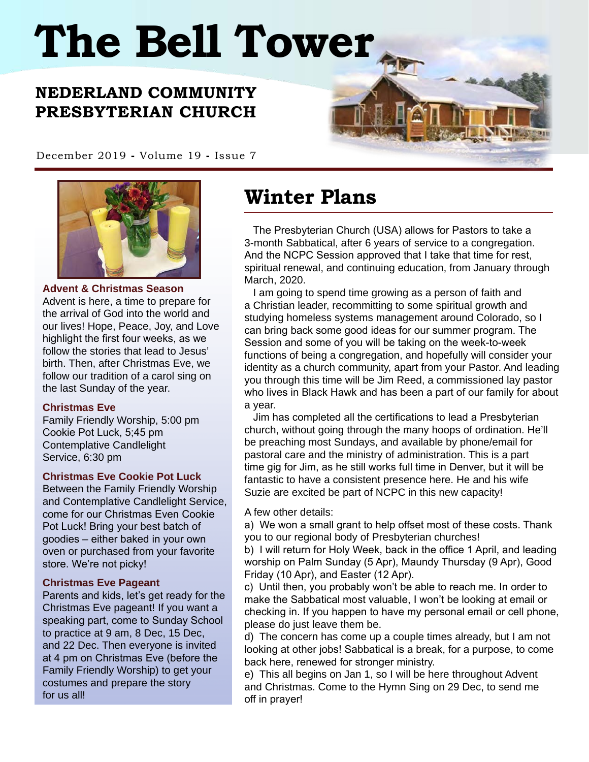# The Bell Tower

## NEDERLAND COMMUNITY PRESBYTERIAN CHURCH

December 2019 - Volume 19 - Issue 7

## Winter Plans

The Presbyterian Church (USA) allows for Pastors to take a 3-month Sabbatical, after 6 years of service to a congregation. And the NCPC Session approved that I take that time for rest, spiritual renewal, and continuing education, from January through March, 2020.

I am going to spend time growing as a person of faith and a Christian leader, recommitting to some spiritual growth and studying homeless systems management around Colorado, so I can bring back some good ideas for our summer program. The Session and some of you will be taking on the week-to-week functions of being a congregation, and hopefully will consider your identity as a church community, apart from your Pastor. And leading you through this time will be Jim Reed, a commissioned lay pastor who lives in Black Hawk and has been a part of our family for about a year.

Jim has completed all the certifications to lead a Presbyterian church, without going through the many hoops of ordination. He'll be preaching most Sundays, and available by phone/email for pastoral care and the ministry of administration. This is a part time gig for Jim, as he still works full time in Denver, but it will be fantastic to have a consistent presence here. He and his wife Suzie are excited be part of NCPC in this new capacity!

A few other details:

a) We won a small grant to help offset most of these costs. Thank you to our regional body of Presbyterian churches!

b) I will return for Holy Week, back in the office 1 April, and leading worship on Palm Sunday (5 Apr), Maundy Thursday (9 Apr), Good Friday (10 Apr), and Easter (12 Apr).

c) Until then, you probably won't be able to reach me. In order to make the Sabbatical most valuable, I won't be looking at email or checking in. If you happen to have my personal email or cell phone, please do just leave them be.

d) The concern has come up a couple times already, but I am not looking at other jobs! Sabbatical is a break, for a purpose, to come back here, renewed for stronger ministry.

e) This all begins on Jan 1, so I will be here throughout Advent and Christmas. Come to the Hymn Sing on 29 Dec, to send me off in prayer!

### Advent & Christmas Season

Advent is here, a time to prepare for the arrival of God into the world and our lives! Hope, Peace, Joy, and Love highlight the first four weeks, as we follow the stories that lead to Jesus' birth. Then, after Christmas Eve, we follow our tradition of a carol sing on the last Sunday of the year.

### Christmas Eve

Family Friendly Worship, 5:00 pm
Cookie Pot Luck, 5;45 pm
Contemplative Candlelight Service, 6:30 pm

### Christmas Eve Cookie Pot Luck

Between the Family Friendly Worship and Contemplative Candlelight Service, come for our Christmas Even Cookie Pot Luck! Bring your best batch of goodies – either baked in your own oven or purchased from your favorite store. We're not picky!

### Christmas Eve Pageant

Parents and kids, let's get ready for the Christmas Eve pageant! If you want a speaking part, come to Sunday School to practice at 9 am, 8 Dec, 15 Dec, and 22 Dec. Then everyone is invited at 4 pm on Christmas Eve (before the Family Friendly Worship) to get your costumes and prepare the story for us all!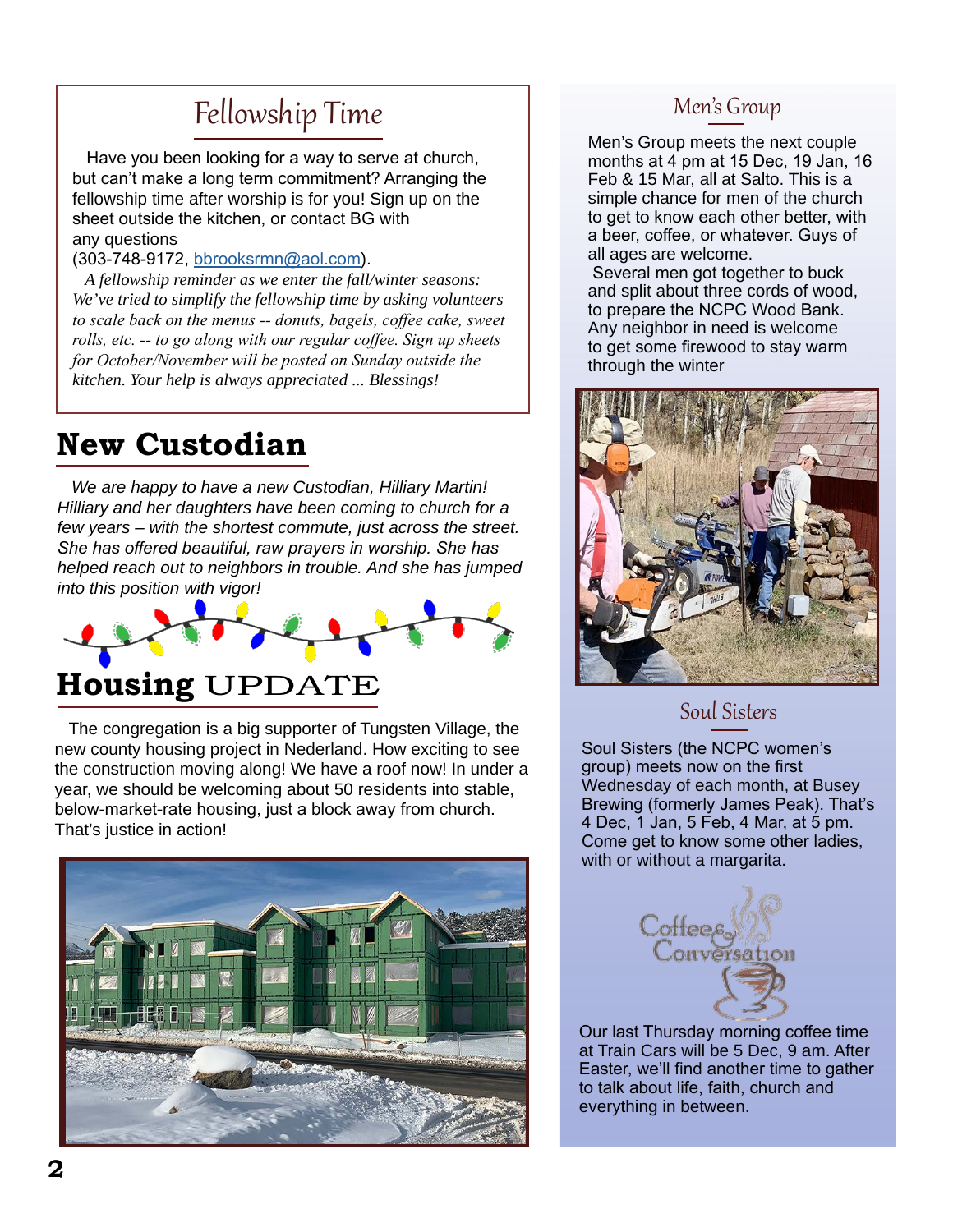## Fellowship Time

Have you been looking for a way to serve at church, but can't make a long term commitment? Arranging the fellowship time after worship is for you! Sign up on the sheet outside the kitchen, or contact BG with any questions (303-748-9172, bbrooksrmn@aol.com).

*A fellowship reminder as we enter the fall/winter seasons: We've tried to simplify the fellowship time by asking volunteers to scale back on the menus -- donuts, bagels, coffee cake, sweet rolls, etc. -- to go along with our regular coffee. Sign up sheets for October/November will be posted on Sunday outside the kitchen. Your help is always appreciated ... Blessings!*

## New Custodian

*We are happy to have a new Custodian, Hilliary Martin! Hilliary and her daughters have been coming to church for a few years – with the shortest commute, just across the street. She has offered beautiful, raw prayers in worship. She has helped reach out to neighbors in trouble. And she has jumped into this position with vigor!*

## Housing UPDATE

The congregation is a big supporter of Tungsten Village, the new county housing project in Nederland. How exciting to see the construction moving along! We have a roof now! In under a year, we should be welcoming about 50 residents into stable, below-market-rate housing, just a block away from church. That's justice in action!

## Men's Group

Men's Group meets the next couple months at 4 pm at 15 Dec, 19 Jan, 16 Feb & 15 Mar, all at Salto. This is a simple chance for men of the church to get to know each other better, with a beer, coffee, or whatever. Guys of all ages are welcome.

Several men got together to buck and split about three cords of wood, to prepare the NCPC Wood Bank. Any neighbor in need is welcome to get some firewood to stay warm through the winter

## Soul Sisters

Soul Sisters (the NCPC women's group) meets now on the first Wednesday of each month, at Busey Brewing (formerly James Peak). That's 4 Dec, 1 Jan, 5 Feb, 4 Mar, at 5 pm. Come get to know some other ladies, with or without a margarita.

## Coffee & Conversation

Our last Thursday morning coffee time at Train Cars will be 5 Dec, 9 am. After Easter, we'll find another time to gather to talk about life, faith, church and everything in between.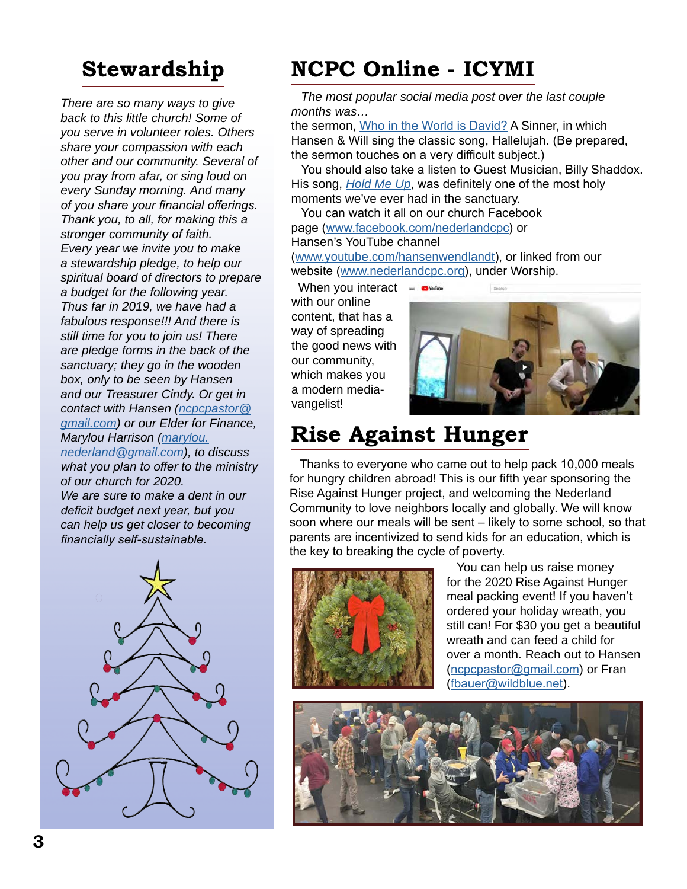## Stewardship

*There are so many ways to give back to this little church! Some of you serve in volunteer roles. Others share your compassion with each other and our community. Several of you pray from afar, or sing loud on every Sunday morning. And many of you share your financial offerings. Thank you, to all, for making this a stronger community of faith.*

*Every year we invite you to make a stewardship pledge, to help our spiritual board of directors to prepare a budget for the following year. Thus far in 2019, we have had a fabulous response!!! And there is still time for you to join us! There are pledge forms in the back of the sanctuary; they go in the wooden box, only to be seen by Hansen and our Treasurer Cindy. Or get in contact with Hansen (ncpcpastor@gmail.com) or our Elder for Finance, Marylou Harrison (marylou.nederland@gmail.com), to discuss what you plan to offer to the ministry of our church for 2020.*

*We are sure to make a dent in our deficit budget next year, but you can help us get closer to becoming financially self-sustainable.*

## NCPC Online - ICYMI

*The most popular social media post over the last couple months was…*

the sermon, Who in the World is David? A Sinner, in which Hansen & Will sing the classic song, Hallelujah. (Be prepared, the sermon touches on a very difficult subject.)

You should also take a listen to Guest Musician, Billy Shaddox. His song, *Hold Me Up*, was definitely one of the most holy moments we've ever had in the sanctuary.

You can watch it all on our church Facebook page (www.facebook.com/nederlandcpc) or Hansen's YouTube channel (www.youtube.com/hansenwendlandt), or linked from our website (www.nederlandcpc.org), under Worship.

When you interact with our online content, that has a way of spreading the good news with our community, which makes you a modern media-vangelist!

## Rise Against Hunger

Thanks to everyone who came out to help pack 10,000 meals for hungry children abroad! This is our fifth year sponsoring the Rise Against Hunger project, and welcoming the Nederland Community to love neighbors locally and globally. We will know soon where our meals will be sent – likely to some school, so that parents are incentivized to send kids for an education, which is the key to breaking the cycle of poverty.

You can help us raise money for the 2020 Rise Against Hunger meal packing event! If you haven't ordered your holiday wreath, you still can! For $30 you get a beautiful wreath and can feed a child for over a month. Reach out to Hansen (ncpcpastor@gmail.com) or Fran (fbauer@wildblue.net).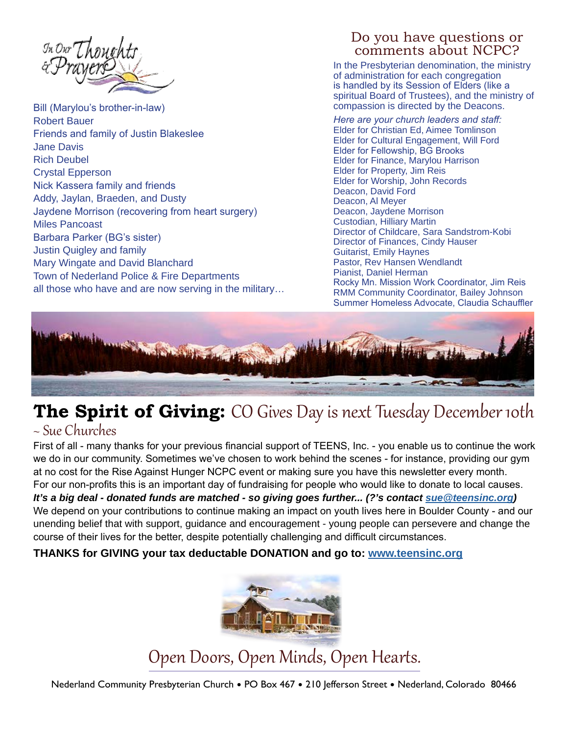In Our Thoughts & Prayers

Bill (Marylou's brother-in-law)
Robert Bauer
Friends and family of Justin Blakeslee
Jane Davis
Rich Deubel
Crystal Epperson
Nick Kassera family and friends
Addy, Jaylan, Braeden, and Dusty
Jaydene Morrison (recovering from heart surgery)
Miles Pancoast
Barbara Parker (BG's sister)
Justin Quigley and family
Mary Wingate and David Blanchard
Town of Nederland Police & Fire Departments
all those who have and are now serving in the military…

## Do you have questions or comments about NCPC?

In the Presbyterian denomination, the ministry of administration for each congregation is handled by its Session of Elders (like a spiritual Board of Trustees), and the ministry of compassion is directed by the Deacons.

*Here are your church leaders and staff:*

Elder for Christian Ed, Aimee Tomlinson
Elder for Cultural Engagement, Will Ford
Elder for Fellowship, BG Brooks
Elder for Finance, Marylou Harrison
Elder for Property, Jim Reis
Elder for Worship, John Records
Deacon, David Ford
Deacon, Al Meyer
Deacon, Jaydene Morrison
Custodian, Hilliary Martin
Director of Childcare, Sara Sandstrom-Kobi
Director of Finances, Cindy Hauser
Guitarist, Emily Haynes
Pastor, Rev Hansen Wendlandt
Pianist, Daniel Herman
Rocky Mn. Mission Work Coordinator, Jim Reis
RMM Community Coordinator, Bailey Johnson
Summer Homeless Advocate, Claudia Schauffler

## The Spirit of Giving: CO Gives Day is next Tuesday December 10th

~ Sue Churches

First of all - many thanks for your previous financial support of TEENS, Inc. - you enable us to continue the work we do in our community. Sometimes we've chosen to work behind the scenes - for instance, providing our gym at no cost for the Rise Against Hunger NCPC event or making sure you have this newsletter every month. For our non-profits this is an important day of fundraising for people who would like to donate to local causes. ***It's a big deal - donated funds are matched - so giving goes further... (?'s contact sue@teensinc.org)*** We depend on your contributions to continue making an impact on youth lives here in Boulder County - and our unending belief that with support, guidance and encouragement - young people can persevere and change the course of their lives for the better, despite potentially challenging and difficult circumstances.

**THANKS for GIVING your tax deductable DONATION and go to: www.teensinc.org**

Open Doors, Open Minds, Open Hearts.

Nederland Community Presbyterian Church • PO Box 467 • 210 Jefferson Street • Nederland, Colorado 80466